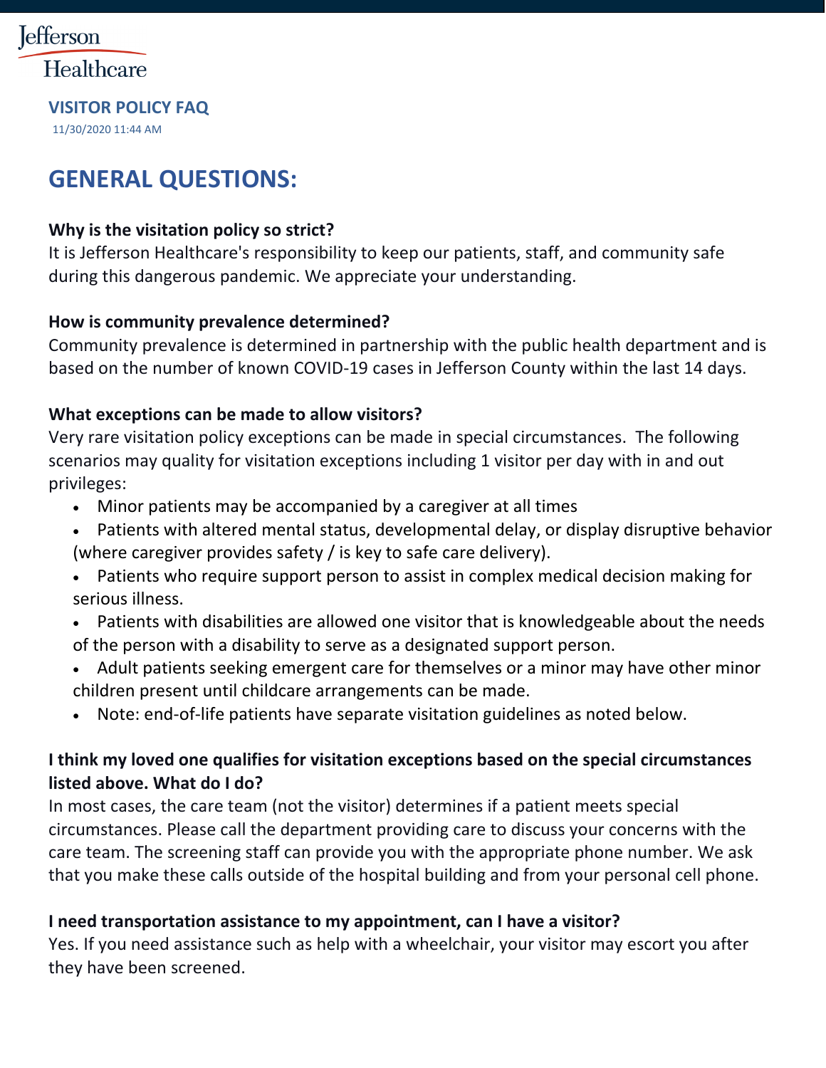Jefferson Healthcare

**VISITOR POLICY FAQ**

11/30/2020 11:44 AM

# GENERAL QUESTIONS:

**Why is the visitation policy so strict?**

It is Jefferson Healthcare's responsibility to keep our patients, staff, and community safe during this dangerous pandemic. We appreciate your understanding.

**How is community prevalence determined?**

Community prevalence is determined in partnership with the public health department and is based on the number of known COVID-19 cases in Jefferson County within the last 14 days.

**What exceptions can be made to allow visitors?**

Very rare visitation policy exceptions can be made in special circumstances. The following scenarios may quality for visitation exceptions including 1 visitor per day with in and out privileges:

- Minor patients may be accompanied by a caregiver at all times
- Patients with altered mental status, developmental delay, or display disruptive behavior (where caregiver provides safety / is key to safe care delivery).
- Patients who require support person to assist in complex medical decision making for serious illness.
- Patients with disabilities are allowed one visitor that is knowledgeable about the needs of the person with a disability to serve as a designated support person.
- Adult patients seeking emergent care for themselves or a minor may have other minor children present until childcare arrangements can be made.
- Note: end-of-life patients have separate visitation guidelines as noted below.

**I think my loved one qualifies for visitation exceptions based on the special circumstances listed above. What do I do?**

In most cases, the care team (not the visitor) determines if a patient meets special circumstances. Please call the department providing care to discuss your concerns with the care team. The screening staff can provide you with the appropriate phone number. We ask that you make these calls outside of the hospital building and from your personal cell phone.

**I need transportation assistance to my appointment, can I have a visitor?**

Yes. If you need assistance such as help with a wheelchair, your visitor may escort you after they have been screened.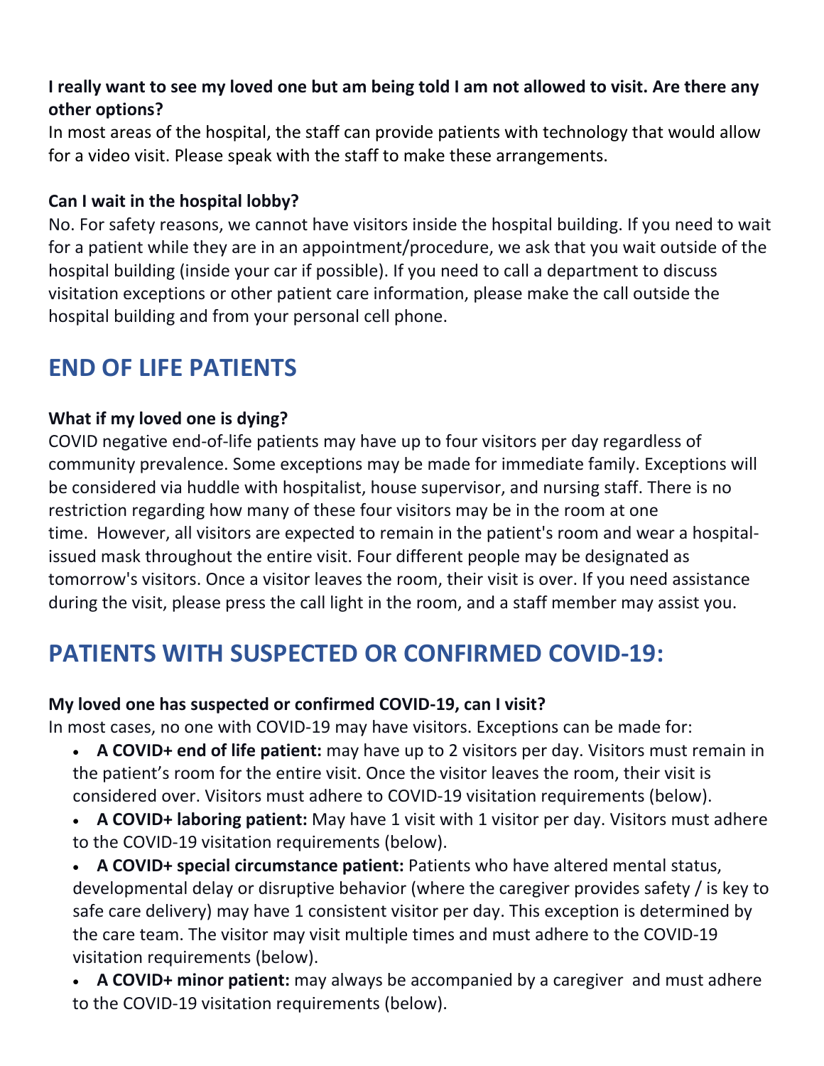**I really want to see my loved one but am being told I am not allowed to visit. Are there any other options?**

In most areas of the hospital, the staff can provide patients with technology that would allow for a video visit. Please speak with the staff to make these arrangements.

**Can I wait in the hospital lobby?**

No. For safety reasons, we cannot have visitors inside the hospital building. If you need to wait for a patient while they are in an appointment/procedure, we ask that you wait outside of the hospital building (inside your car if possible). If you need to call a department to discuss visitation exceptions or other patient care information, please make the call outside the hospital building and from your personal cell phone.

## END OF LIFE PATIENTS

**What if my loved one is dying?**

COVID negative end-of-life patients may have up to four visitors per day regardless of community prevalence. Some exceptions may be made for immediate family. Exceptions will be considered via huddle with hospitalist, house supervisor, and nursing staff. There is no restriction regarding how many of these four visitors may be in the room at one time. However, all visitors are expected to remain in the patient's room and wear a hospital-issued mask throughout the entire visit. Four different people may be designated as tomorrow's visitors. Once a visitor leaves the room, their visit is over. If you need assistance during the visit, please press the call light in the room, and a staff member may assist you.

## PATIENTS WITH SUSPECTED OR CONFIRMED COVID-19:

**My loved one has suspected or confirmed COVID-19, can I visit?**

In most cases, no one with COVID-19 may have visitors. Exceptions can be made for:

- **A COVID+ end of life patient:** may have up to 2 visitors per day. Visitors must remain in the patient's room for the entire visit. Once the visitor leaves the room, their visit is considered over. Visitors must adhere to COVID-19 visitation requirements (below).
- **A COVID+ laboring patient:** May have 1 visit with 1 visitor per day. Visitors must adhere to the COVID-19 visitation requirements (below).
- **A COVID+ special circumstance patient:** Patients who have altered mental status, developmental delay or disruptive behavior (where the caregiver provides safety / is key to safe care delivery) may have 1 consistent visitor per day. This exception is determined by the care team. The visitor may visit multiple times and must adhere to the COVID-19 visitation requirements (below).
- **A COVID+ minor patient:** may always be accompanied by a caregiver and must adhere to the COVID-19 visitation requirements (below).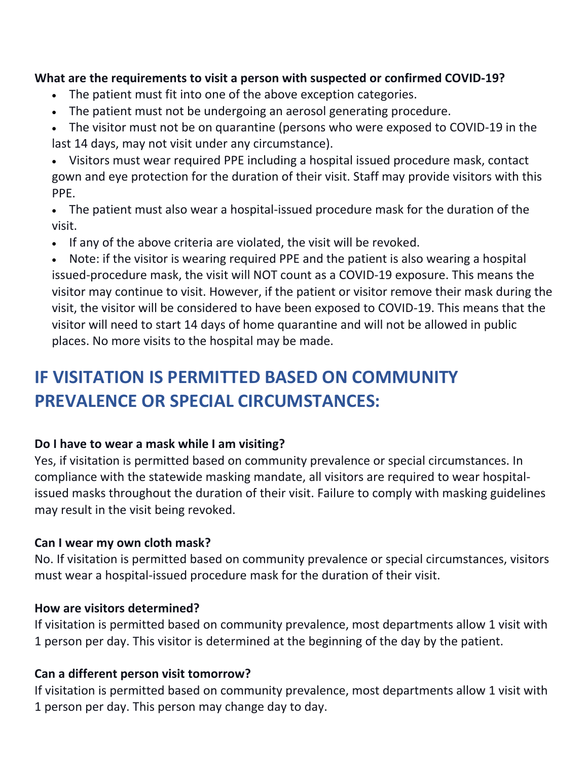**What are the requirements to visit a person with suspected or confirmed COVID-19?**

- The patient must fit into one of the above exception categories.
- The patient must not be undergoing an aerosol generating procedure.
- The visitor must not be on quarantine (persons who were exposed to COVID-19 in the last 14 days, may not visit under any circumstance).
- Visitors must wear required PPE including a hospital issued procedure mask, contact gown and eye protection for the duration of their visit. Staff may provide visitors with this PPE.
- The patient must also wear a hospital-issued procedure mask for the duration of the visit.
- If any of the above criteria are violated, the visit will be revoked.
- Note: if the visitor is wearing required PPE and the patient is also wearing a hospital issued-procedure mask, the visit will NOT count as a COVID-19 exposure. This means the visitor may continue to visit. However, if the patient or visitor remove their mask during the visit, the visitor will be considered to have been exposed to COVID-19. This means that the visitor will need to start 14 days of home quarantine and will not be allowed in public places. No more visits to the hospital may be made.

## IF VISITATION IS PERMITTED BASED ON COMMUNITY PREVALENCE OR SPECIAL CIRCUMSTANCES:

**Do I have to wear a mask while I am visiting?**

Yes, if visitation is permitted based on community prevalence or special circumstances. In compliance with the statewide masking mandate, all visitors are required to wear hospital-issued masks throughout the duration of their visit. Failure to comply with masking guidelines may result in the visit being revoked.

**Can I wear my own cloth mask?**

No. If visitation is permitted based on community prevalence or special circumstances, visitors must wear a hospital-issued procedure mask for the duration of their visit.

**How are visitors determined?**

If visitation is permitted based on community prevalence, most departments allow 1 visit with 1 person per day. This visitor is determined at the beginning of the day by the patient.

**Can a different person visit tomorrow?**

If visitation is permitted based on community prevalence, most departments allow 1 visit with 1 person per day. This person may change day to day.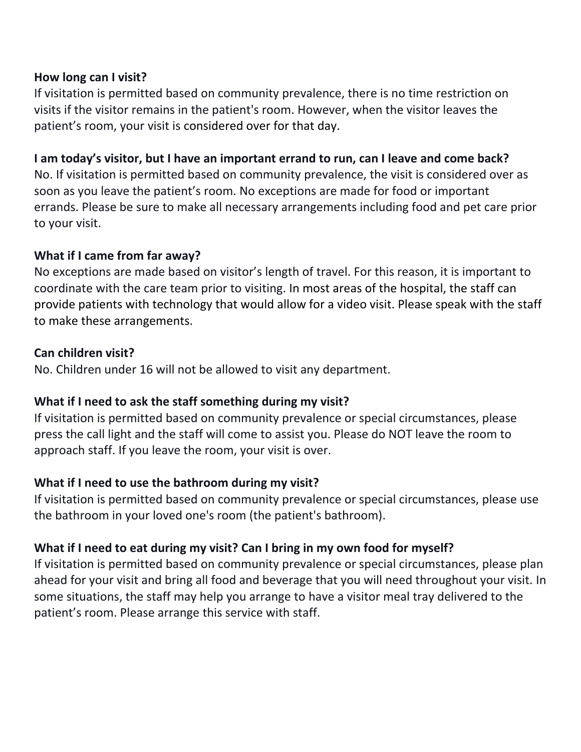**How long can I visit?**
If visitation is permitted based on community prevalence, there is no time restriction on visits if the visitor remains in the patient's room. However, when the visitor leaves the patient's room, your visit is considered over for that day.

**I am today's visitor, but I have an important errand to run, can I leave and come back?**
No. If visitation is permitted based on community prevalence, the visit is considered over as soon as you leave the patient's room. No exceptions are made for food or important errands. Please be sure to make all necessary arrangements including food and pet care prior to your visit.

**What if I came from far away?**
No exceptions are made based on visitor's length of travel. For this reason, it is important to coordinate with the care team prior to visiting. In most areas of the hospital, the staff can provide patients with technology that would allow for a video visit. Please speak with the staff to make these arrangements.

**Can children visit?**
No. Children under 16 will not be allowed to visit any department.

**What if I need to ask the staff something during my visit?**
If visitation is permitted based on community prevalence or special circumstances, please press the call light and the staff will come to assist you. Please do NOT leave the room to approach staff. If you leave the room, your visit is over.

**What if I need to use the bathroom during my visit?**
If visitation is permitted based on community prevalence or special circumstances, please use the bathroom in your loved one's room (the patient's bathroom).

**What if I need to eat during my visit? Can I bring in my own food for myself?**
If visitation is permitted based on community prevalence or special circumstances, please plan ahead for your visit and bring all food and beverage that you will need throughout your visit. In some situations, the staff may help you arrange to have a visitor meal tray delivered to the patient's room. Please arrange this service with staff.